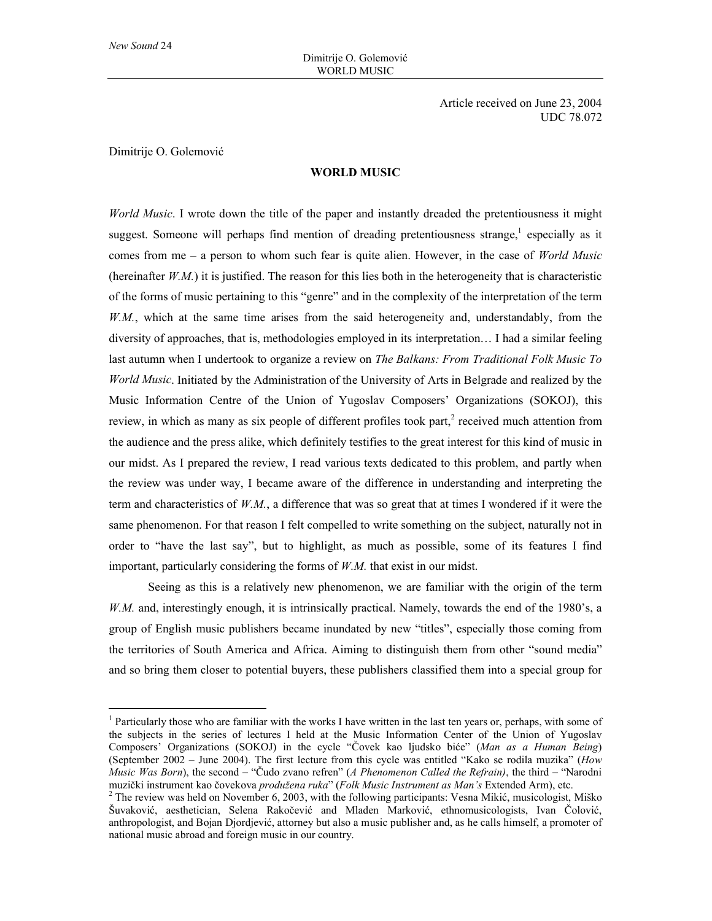Article received on June 23, 2004
UDC 78.072

Dimitrije O. Golemović

# WORLD MUSIC

*World Music*. I wrote down the title of the paper and instantly dreaded the pretentiousness it might suggest. Someone will perhaps find mention of dreading pretentiousness strange,[1] especially as it comes from me – a person to whom such fear is quite alien. However, in the case of *World Music* (hereinafter *W.M.*) it is justified. The reason for this lies both in the heterogeneity that is characteristic of the forms of music pertaining to this "genre" and in the complexity of the interpretation of the term *W.M.*, which at the same time arises from the said heterogeneity and, understandably, from the diversity of approaches, that is, methodologies employed in its interpretation… I had a similar feeling last autumn when I undertook to organize a review on *The Balkans: From Traditional Folk Music To World Music*. Initiated by the Administration of the University of Arts in Belgrade and realized by the Music Information Centre of the Union of Yugoslav Composers' Organizations (SOKOJ), this review, in which as many as six people of different profiles took part,[2] received much attention from the audience and the press alike, which definitely testifies to the great interest for this kind of music in our midst. As I prepared the review, I read various texts dedicated to this problem, and partly when the review was under way, I became aware of the difference in understanding and interpreting the term and characteristics of *W.M.*, a difference that was so great that at times I wondered if it were the same phenomenon. For that reason I felt compelled to write something on the subject, naturally not in order to "have the last say", but to highlight, as much as possible, some of its features I find important, particularly considering the forms of *W.M.* that exist in our midst.

Seeing as this is a relatively new phenomenon, we are familiar with the origin of the term *W.M.* and, interestingly enough, it is intrinsically practical. Namely, towards the end of the 1980's, a group of English music publishers became inundated by new "titles", especially those coming from the territories of South America and Africa. Aiming to distinguish them from other "sound media" and so bring them closer to potential buyers, these publishers classified them into a special group for

---

[1] Particularly those who are familiar with the works I have written in the last ten years or, perhaps, with some of the subjects in the series of lectures I held at the Music Information Center of the Union of Yugoslav Composers' Organizations (SOKOJ) in the cycle "Čovek kao ljudsko biće" (*Man as a Human Being*) (September 2002 – June 2004). The first lecture from this cycle was entitled "Kako se rodila muzika" (*How Music Was Born*), the second – "Čudo zvano refren" (*A Phenomenon Called the Refrain)*, the third – "Narodni muzički instrument kao čovekova *produžena ruka*" (*Folk Music Instrument as Man's* Extended Arm), etc.

[2] The review was held on November 6, 2003, with the following participants: Vesna Mikić, musicologist, Miško Šuvaković, aesthetician, Selena Rakočević and Mladen Marković, ethnomusicologists, Ivan Čolović, anthropologist, and Bojan Djordjević, attorney but also a music publisher and, as he calls himself, a promoter of national music abroad and foreign music in our country.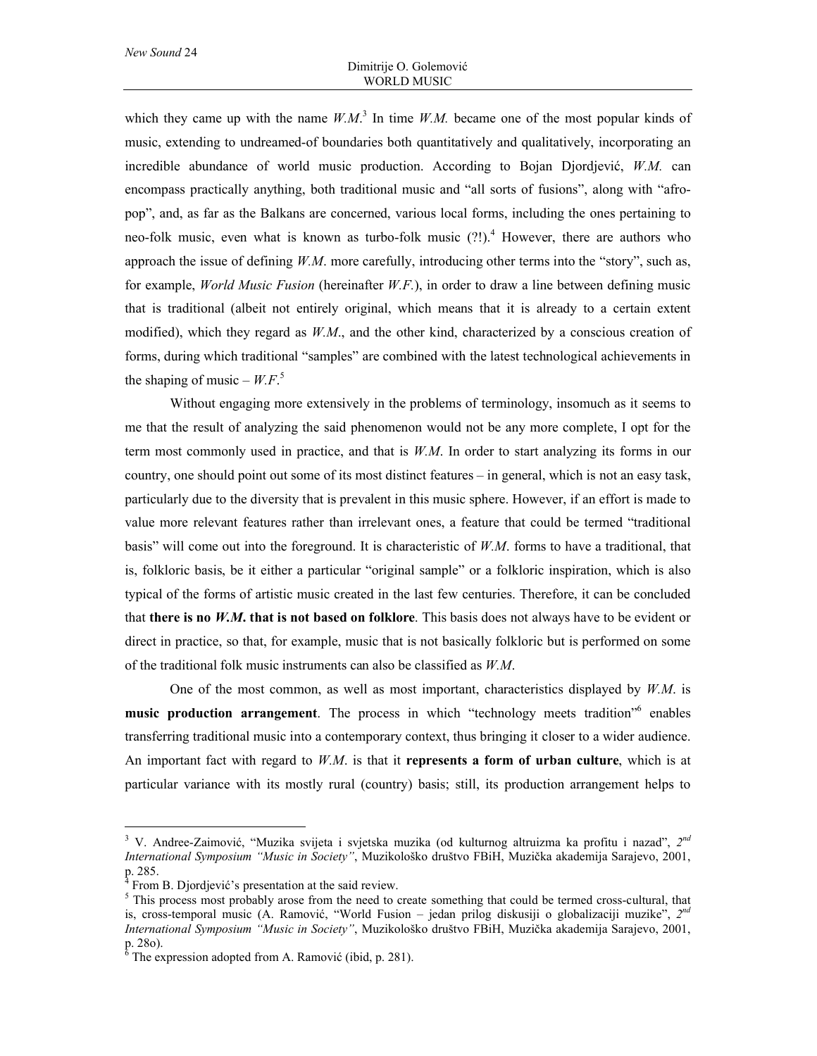which they came up with the name *W.M.*[3] In time *W.M.* became one of the most popular kinds of music, extending to undreamed-of boundaries both quantitatively and qualitatively, incorporating an incredible abundance of world music production. According to Bojan Djordjević, *W.M.* can encompass practically anything, both traditional music and "all sorts of fusions", along with "afro-pop", and, as far as the Balkans are concerned, various local forms, including the ones pertaining to neo-folk music, even what is known as turbo-folk music (?!).[4] However, there are authors who approach the issue of defining *W.M*. more carefully, introducing other terms into the "story", such as, for example, *World Music Fusion* (hereinafter *W.F.*), in order to draw a line between defining music that is traditional (albeit not entirely original, which means that it is already to a certain extent modified), which they regard as *W.M*., and the other kind, characterized by a conscious creation of forms, during which traditional "samples" are combined with the latest technological achievements in the shaping of music – *W.F*.[5]

Without engaging more extensively in the problems of terminology, insomuch as it seems to me that the result of analyzing the said phenomenon would not be any more complete, I opt for the term most commonly used in practice, and that is *W.M*. In order to start analyzing its forms in our country, one should point out some of its most distinct features – in general, which is not an easy task, particularly due to the diversity that is prevalent in this music sphere. However, if an effort is made to value more relevant features rather than irrelevant ones, a feature that could be termed "traditional basis" will come out into the foreground. It is characteristic of *W.M*. forms to have a traditional, that is, folkloric basis, be it either a particular "original sample" or a folkloric inspiration, which is also typical of the forms of artistic music created in the last few centuries. Therefore, it can be concluded that **there is no *W.M.* that is not based on folklore**. This basis does not always have to be evident or direct in practice, so that, for example, music that is not basically folkloric but is performed on some of the traditional folk music instruments can also be classified as *W.M*.

One of the most common, as well as most important, characteristics displayed by *W.M*. is **music production arrangement**. The process in which "technology meets tradition"[6] enables transferring traditional music into a contemporary context, thus bringing it closer to a wider audience. An important fact with regard to *W.M*. is that it **represents a form of urban culture**, which is at particular variance with its mostly rural (country) basis; still, its production arrangement helps to

---

[3] V. Andree-Zaimović, "Muzika svijeta i svjetska muzika (od kulturnog altruizma ka profitu i nazad", *2nd International Symposium "Music in Society"*, Muzikološko društvo FBiH, Muzička akademija Sarajevo, 2001, p. 285.

[4] From B. Djordjević's presentation at the said review.

[5] This process most probably arose from the need to create something that could be termed cross-cultural, that is, cross-temporal music (A. Ramović, "World Fusion – jedan prilog diskusiji o globalizaciji muzike", *2nd International Symposium "Music in Society"*, Muzikološko društvo FBiH, Muzička akademija Sarajevo, 2001, p. 28o).

[6] The expression adopted from A. Ramović (ibid, p. 281).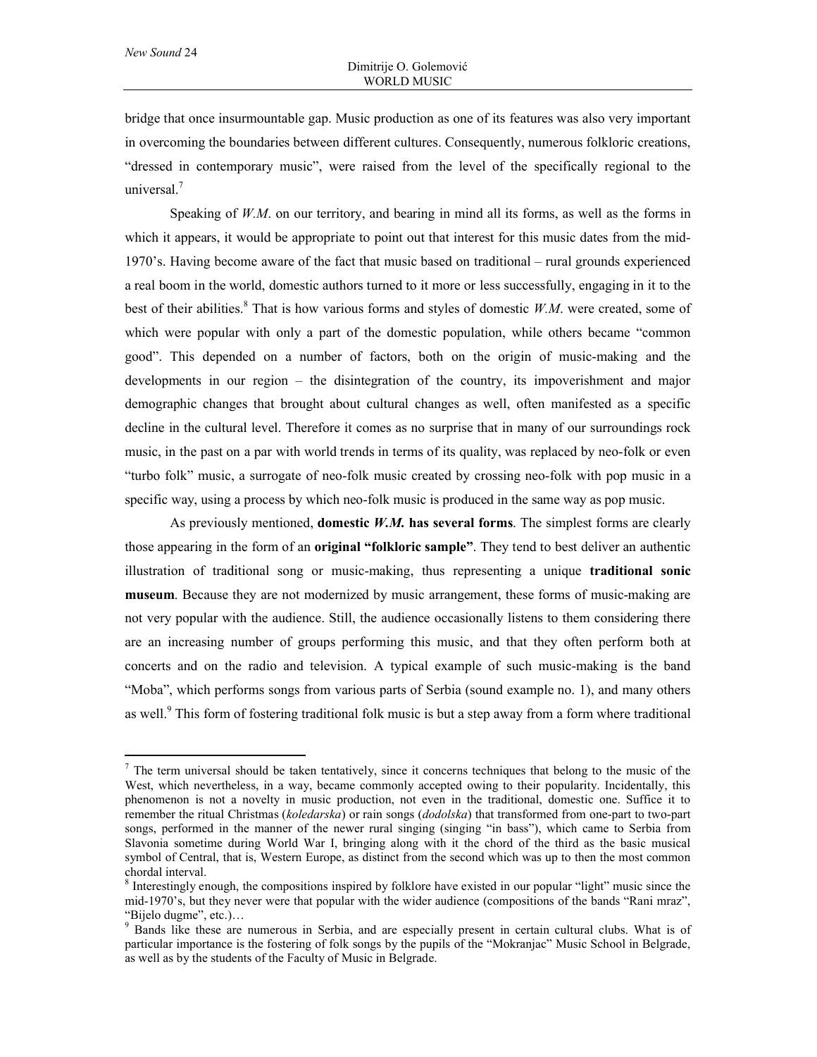bridge that once insurmountable gap. Music production as one of its features was also very important in overcoming the boundaries between different cultures. Consequently, numerous folkloric creations, "dressed in contemporary music", were raised from the level of the specifically regional to the universal.[7]

Speaking of *W.M*. on our territory, and bearing in mind all its forms, as well as the forms in which it appears, it would be appropriate to point out that interest for this music dates from the mid-1970's. Having become aware of the fact that music based on traditional – rural grounds experienced a real boom in the world, domestic authors turned to it more or less successfully, engaging in it to the best of their abilities.[8] That is how various forms and styles of domestic *W.M*. were created, some of which were popular with only a part of the domestic population, while others became "common good". This depended on a number of factors, both on the origin of music-making and the developments in our region – the disintegration of the country, its impoverishment and major demographic changes that brought about cultural changes as well, often manifested as a specific decline in the cultural level. Therefore it comes as no surprise that in many of our surroundings rock music, in the past on a par with world trends in terms of its quality, was replaced by neo-folk or even "turbo folk" music, a surrogate of neo-folk music created by crossing neo-folk with pop music in a specific way, using a process by which neo-folk music is produced in the same way as pop music.

As previously mentioned, **domestic *W.M.* has several forms**. The simplest forms are clearly those appearing in the form of an **original "folkloric sample"**. They tend to best deliver an authentic illustration of traditional song or music-making, thus representing a unique **traditional sonic museum**. Because they are not modernized by music arrangement, these forms of music-making are not very popular with the audience. Still, the audience occasionally listens to them considering there are an increasing number of groups performing this music, and that they often perform both at concerts and on the radio and television. A typical example of such music-making is the band "Moba", which performs songs from various parts of Serbia (sound example no. 1), and many others as well.[9] This form of fostering traditional folk music is but a step away from a form where traditional

---

[7] The term universal should be taken tentatively, since it concerns techniques that belong to the music of the West, which nevertheless, in a way, became commonly accepted owing to their popularity. Incidentally, this phenomenon is not a novelty in music production, not even in the traditional, domestic one. Suffice it to remember the ritual Christmas (*koledarska*) or rain songs (*dodolska*) that transformed from one-part to two-part songs, performed in the manner of the newer rural singing (singing "in bass"), which came to Serbia from Slavonia sometime during World War I, bringing along with it the chord of the third as the basic musical symbol of Central, that is, Western Europe, as distinct from the second which was up to then the most common chordal interval.

[8] Interestingly enough, the compositions inspired by folklore have existed in our popular "light" music since the mid-1970's, but they never were that popular with the wider audience (compositions of the bands "Rani mraz", "Bijelo dugme", etc.)…

[9] Bands like these are numerous in Serbia, and are especially present in certain cultural clubs. What is of particular importance is the fostering of folk songs by the pupils of the "Mokranjac" Music School in Belgrade, as well as by the students of the Faculty of Music in Belgrade.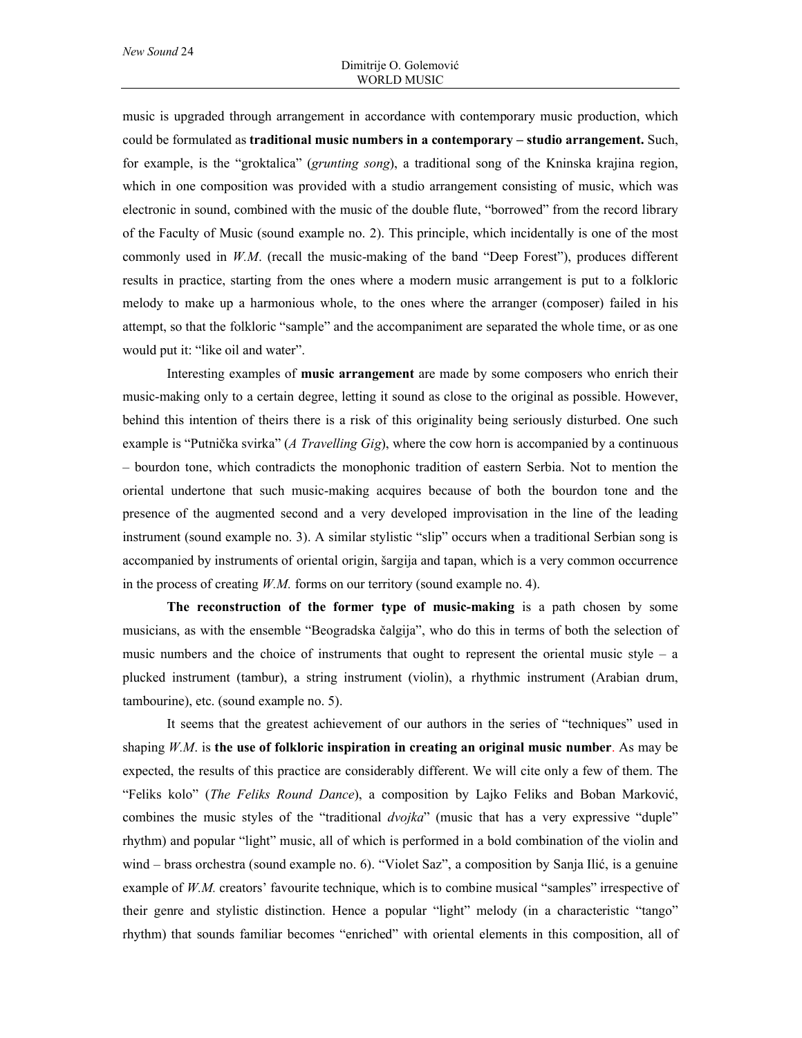music is upgraded through arrangement in accordance with contemporary music production, which could be formulated as **traditional music numbers in a contemporary – studio arrangement.** Such, for example, is the "groktalica" (*grunting song*), a traditional song of the Kninska krajina region, which in one composition was provided with a studio arrangement consisting of music, which was electronic in sound, combined with the music of the double flute, "borrowed" from the record library of the Faculty of Music (sound example no. 2). This principle, which incidentally is one of the most commonly used in *W.M*. (recall the music-making of the band "Deep Forest"), produces different results in practice, starting from the ones where a modern music arrangement is put to a folkloric melody to make up a harmonious whole, to the ones where the arranger (composer) failed in his attempt, so that the folkloric "sample" and the accompaniment are separated the whole time, or as one would put it: "like oil and water".

Interesting examples of **music arrangement** are made by some composers who enrich their music-making only to a certain degree, letting it sound as close to the original as possible. However, behind this intention of theirs there is a risk of this originality being seriously disturbed. One such example is "Putnička svirka" (*A Travelling Gig*), where the cow horn is accompanied by a continuous – bourdon tone, which contradicts the monophonic tradition of eastern Serbia. Not to mention the oriental undertone that such music-making acquires because of both the bourdon tone and the presence of the augmented second and a very developed improvisation in the line of the leading instrument (sound example no. 3). A similar stylistic "slip" occurs when a traditional Serbian song is accompanied by instruments of oriental origin, šargija and tapan, which is a very common occurrence in the process of creating *W.M.* forms on our territory (sound example no. 4).

**The reconstruction of the former type of music-making** is a path chosen by some musicians, as with the ensemble "Beogradska čalgija", who do this in terms of both the selection of music numbers and the choice of instruments that ought to represent the oriental music style – a plucked instrument (tambur), a string instrument (violin), a rhythmic instrument (Arabian drum, tambourine), etc. (sound example no. 5).

It seems that the greatest achievement of our authors in the series of "techniques" used in shaping *W.M*. is **the use of folkloric inspiration in creating an original music number**. As may be expected, the results of this practice are considerably different. We will cite only a few of them. The "Feliks kolo" (*The Feliks Round Dance*), a composition by Lajko Feliks and Boban Marković, combines the music styles of the "traditional *dvojka*" (music that has a very expressive "duple" rhythm) and popular "light" music, all of which is performed in a bold combination of the violin and wind – brass orchestra (sound example no. 6). "Violet Saz", a composition by Sanja Ilić, is a genuine example of *W.M.* creators' favourite technique, which is to combine musical "samples" irrespective of their genre and stylistic distinction. Hence a popular "light" melody (in a characteristic "tango" rhythm) that sounds familiar becomes "enriched" with oriental elements in this composition, all of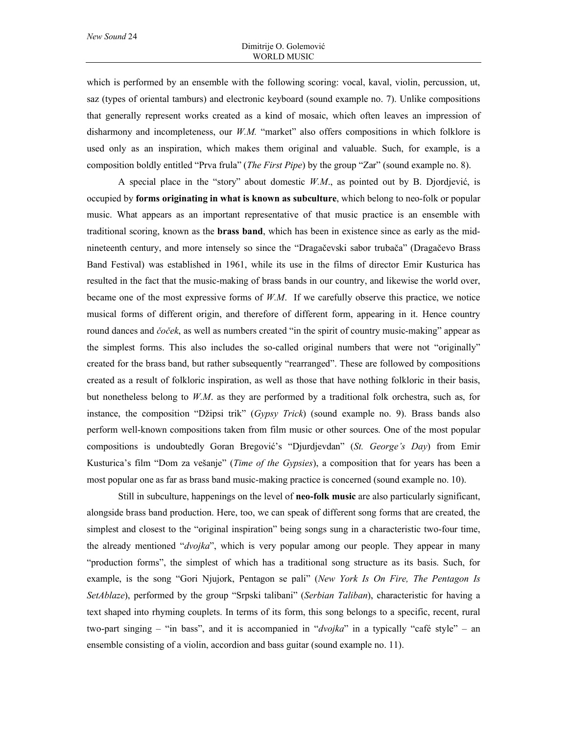which is performed by an ensemble with the following scoring: vocal, kaval, violin, percussion, ut, saz (types of oriental tamburs) and electronic keyboard (sound example no. 7). Unlike compositions that generally represent works created as a kind of mosaic, which often leaves an impression of disharmony and incompleteness, our *W.M.* "market" also offers compositions in which folklore is used only as an inspiration, which makes them original and valuable. Such, for example, is a composition boldly entitled "Prva frula" (*The First Pipe*) by the group "Zar" (sound example no. 8).

A special place in the "story" about domestic *W.M.*, as pointed out by B. Djordjević, is occupied by **forms originating in what is known as subculture**, which belong to neo-folk or popular music. What appears as an important representative of that music practice is an ensemble with traditional scoring, known as the **brass band**, which has been in existence since as early as the mid-nineteenth century, and more intensely so since the "Dragačevski sabor trubača" (Dragačevo Brass Band Festival) was established in 1961, while its use in the films of director Emir Kusturica has resulted in the fact that the music-making of brass bands in our country, and likewise the world over, became one of the most expressive forms of *W.M*. If we carefully observe this practice, we notice musical forms of different origin, and therefore of different form, appearing in it. Hence country round dances and *čoček*, as well as numbers created "in the spirit of country music-making" appear as the simplest forms. This also includes the so-called original numbers that were not "originally" created for the brass band, but rather subsequently "rearranged". These are followed by compositions created as a result of folkloric inspiration, as well as those that have nothing folkloric in their basis, but nonetheless belong to *W.M*. as they are performed by a traditional folk orchestra, such as, for instance, the composition "Džipsi trik" (*Gypsy Trick*) (sound example no. 9). Brass bands also perform well-known compositions taken from film music or other sources. One of the most popular compositions is undoubtedly Goran Bregović's "Djurdjevdan" (*St. George's Day*) from Emir Kusturica's film "Dom za vešanje" (*Time of the Gypsies*), a composition that for years has been a most popular one as far as brass band music-making practice is concerned (sound example no. 10).

Still in subculture, happenings on the level of **neo-folk music** are also particularly significant, alongside brass band production. Here, too, we can speak of different song forms that are created, the simplest and closest to the "original inspiration" being songs sung in a characteristic two-four time, the already mentioned "*dvojka*", which is very popular among our people. They appear in many "production forms", the simplest of which has a traditional song structure as its basis. Such, for example, is the song "Gori Njujork, Pentagon se pali" (*New York Is On Fire, The Pentagon Is SetAblaze*), performed by the group "Srpski talibani" (*Serbian Taliban*), characteristic for having a text shaped into rhyming couplets. In terms of its form, this song belongs to a specific, recent, rural two-part singing – "in bass", and it is accompanied in "*dvojka*" in a typically "café style" – an ensemble consisting of a violin, accordion and bass guitar (sound example no. 11).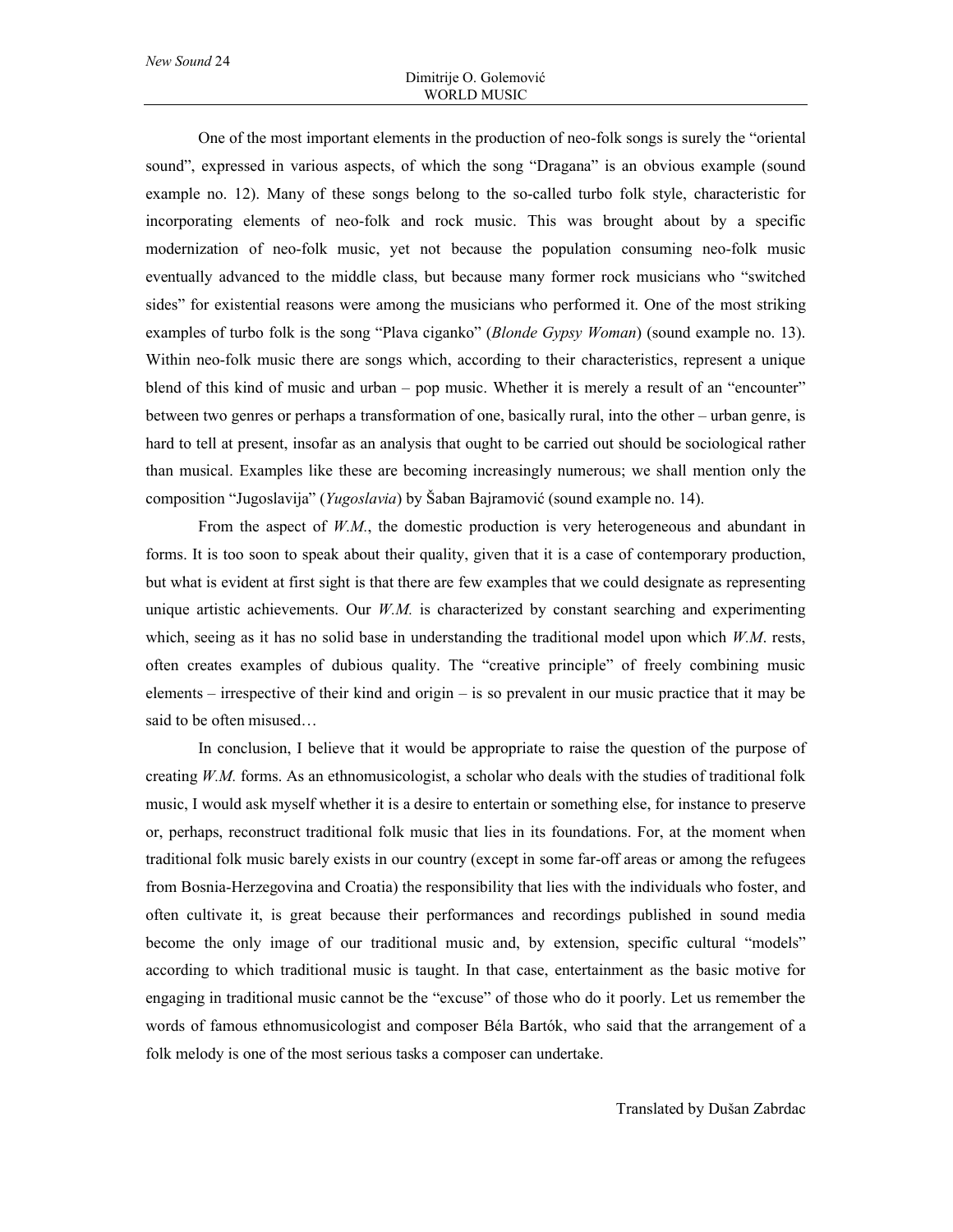One of the most important elements in the production of neo-folk songs is surely the "oriental sound", expressed in various aspects, of which the song "Dragana" is an obvious example (sound example no. 12). Many of these songs belong to the so-called turbo folk style, characteristic for incorporating elements of neo-folk and rock music. This was brought about by a specific modernization of neo-folk music, yet not because the population consuming neo-folk music eventually advanced to the middle class, but because many former rock musicians who "switched sides" for existential reasons were among the musicians who performed it. One of the most striking examples of turbo folk is the song "Plava ciganko" (*Blonde Gypsy Woman*) (sound example no. 13). Within neo-folk music there are songs which, according to their characteristics, represent a unique blend of this kind of music and urban – pop music. Whether it is merely a result of an "encounter" between two genres or perhaps a transformation of one, basically rural, into the other – urban genre, is hard to tell at present, insofar as an analysis that ought to be carried out should be sociological rather than musical. Examples like these are becoming increasingly numerous; we shall mention only the composition "Jugoslavija" (*Yugoslavia*) by Šaban Bajramović (sound example no. 14).

From the aspect of *W.M.*, the domestic production is very heterogeneous and abundant in forms. It is too soon to speak about their quality, given that it is a case of contemporary production, but what is evident at first sight is that there are few examples that we could designate as representing unique artistic achievements. Our *W.M.* is characterized by constant searching and experimenting which, seeing as it has no solid base in understanding the traditional model upon which *W.M*. rests, often creates examples of dubious quality. The "creative principle" of freely combining music elements – irrespective of their kind and origin – is so prevalent in our music practice that it may be said to be often misused…

In conclusion, I believe that it would be appropriate to raise the question of the purpose of creating *W.M.* forms. As an ethnomusicologist, a scholar who deals with the studies of traditional folk music, I would ask myself whether it is a desire to entertain or something else, for instance to preserve or, perhaps, reconstruct traditional folk music that lies in its foundations. For, at the moment when traditional folk music barely exists in our country (except in some far-off areas or among the refugees from Bosnia-Herzegovina and Croatia) the responsibility that lies with the individuals who foster, and often cultivate it, is great because their performances and recordings published in sound media become the only image of our traditional music and, by extension, specific cultural "models" according to which traditional music is taught. In that case, entertainment as the basic motive for engaging in traditional music cannot be the "excuse" of those who do it poorly. Let us remember the words of famous ethnomusicologist and composer Béla Bartók, who said that the arrangement of a folk melody is one of the most serious tasks a composer can undertake.

Translated by Dušan Zabrdac